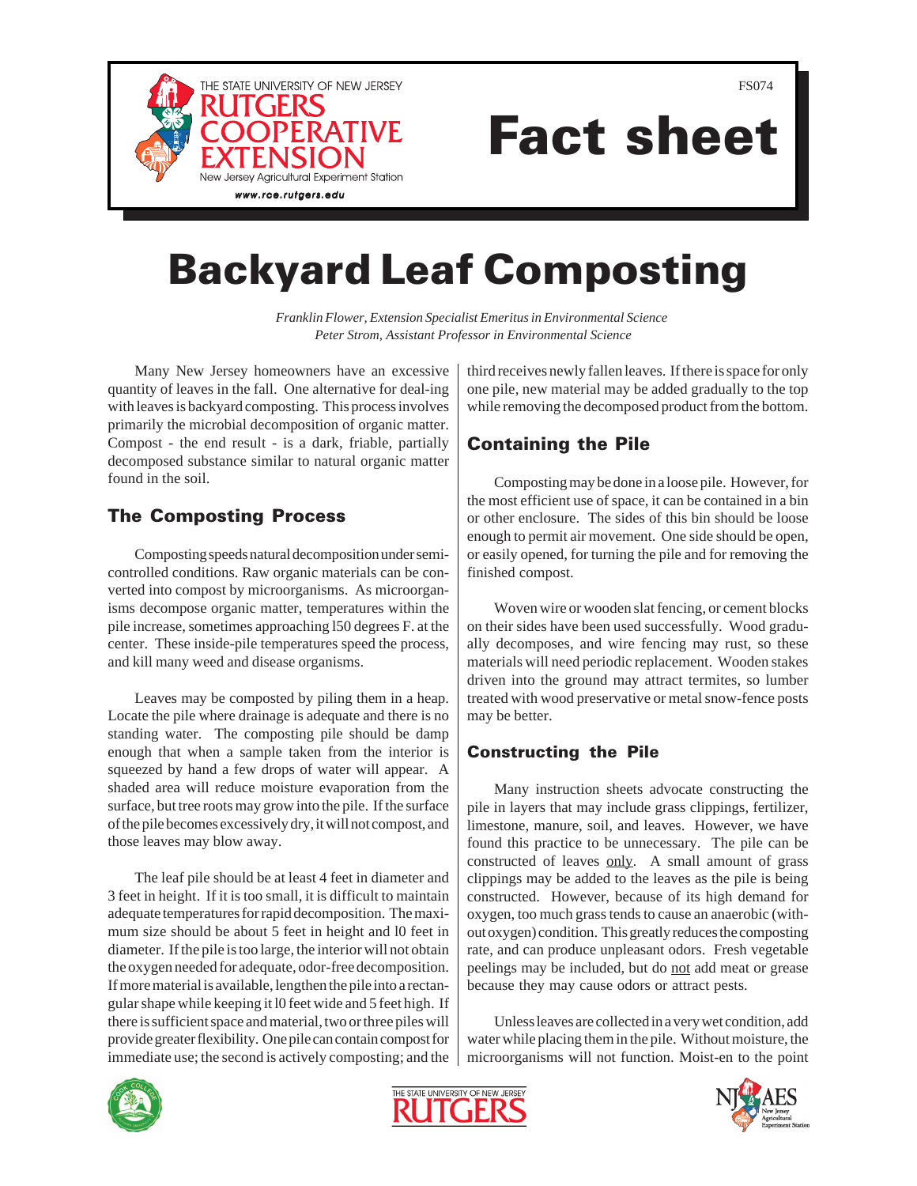THE STATE UNIVERSITY OF NEW JERSEY
RUTGERS
COOPERATIVE
EXTENSION
New Jersey Agricultural Experiment Station
www.rce.rutgers.edu

FS074

# Fact sheet

# Backyard Leaf Composting

*Franklin Flower, Extension Specialist Emeritus in Environmental Science*
*Peter Strom, Assistant Professor in Environmental Science*

Many New Jersey homeowners have an excessive quantity of leaves in the fall. One alternative for deal-ing with leaves is backyard composting. This process involves primarily the microbial decomposition of organic matter. Compost - the end result - is a dark, friable, partially decomposed substance similar to natural organic matter found in the soil.

## The Composting Process

Composting speeds natural decomposition under semi-controlled conditions. Raw organic materials can be converted into compost by microorganisms. As microorganisms decompose organic matter, temperatures within the pile increase, sometimes approaching l50 degrees F. at the center. These inside-pile temperatures speed the process, and kill many weed and disease organisms.

Leaves may be composted by piling them in a heap. Locate the pile where drainage is adequate and there is no standing water. The composting pile should be damp enough that when a sample taken from the interior is squeezed by hand a few drops of water will appear. A shaded area will reduce moisture evaporation from the surface, but tree roots may grow into the pile. If the surface of the pile becomes excessively dry, it will not compost, and those leaves may blow away.

The leaf pile should be at least 4 feet in diameter and 3 feet in height. If it is too small, it is difficult to maintain adequate temperatures for rapid decomposition. The maximum size should be about 5 feet in height and l0 feet in diameter. If the pile is too large, the interior will not obtain the oxygen needed for adequate, odor-free decomposition. If more material is available, lengthen the pile into a rectangular shape while keeping it l0 feet wide and 5 feet high. If there is sufficient space and material, two or three piles will provide greater flexibility. One pile can contain compost for immediate use; the second is actively composting; and the third receives newly fallen leaves. If there is space for only one pile, new material may be added gradually to the top while removing the decomposed product from the bottom.

## Containing the Pile

Composting may be done in a loose pile. However, for the most efficient use of space, it can be contained in a bin or other enclosure. The sides of this bin should be loose enough to permit air movement. One side should be open, or easily opened, for turning the pile and for removing the finished compost.

Woven wire or wooden slat fencing, or cement blocks on their sides have been used successfully. Wood gradually decomposes, and wire fencing may rust, so these materials will need periodic replacement. Wooden stakes driven into the ground may attract termites, so lumber treated with wood preservative or metal snow-fence posts may be better.

## Constructing the Pile

Many instruction sheets advocate constructing the pile in layers that may include grass clippings, fertilizer, limestone, manure, soil, and leaves. However, we have found this practice to be unnecessary. The pile can be constructed of leaves <u>only</u>. A small amount of grass clippings may be added to the leaves as the pile is being constructed. However, because of its high demand for oxygen, too much grass tends to cause an anaerobic (without oxygen) condition. This greatly reduces the composting rate, and can produce unpleasant odors. Fresh vegetable peelings may be included, but do <u>not</u> add meat or grease because they may cause odors or attract pests.

Unless leaves are collected in a very wet condition, add water while placing them in the pile. Without moisture, the microorganisms will not function. Moist-en to the point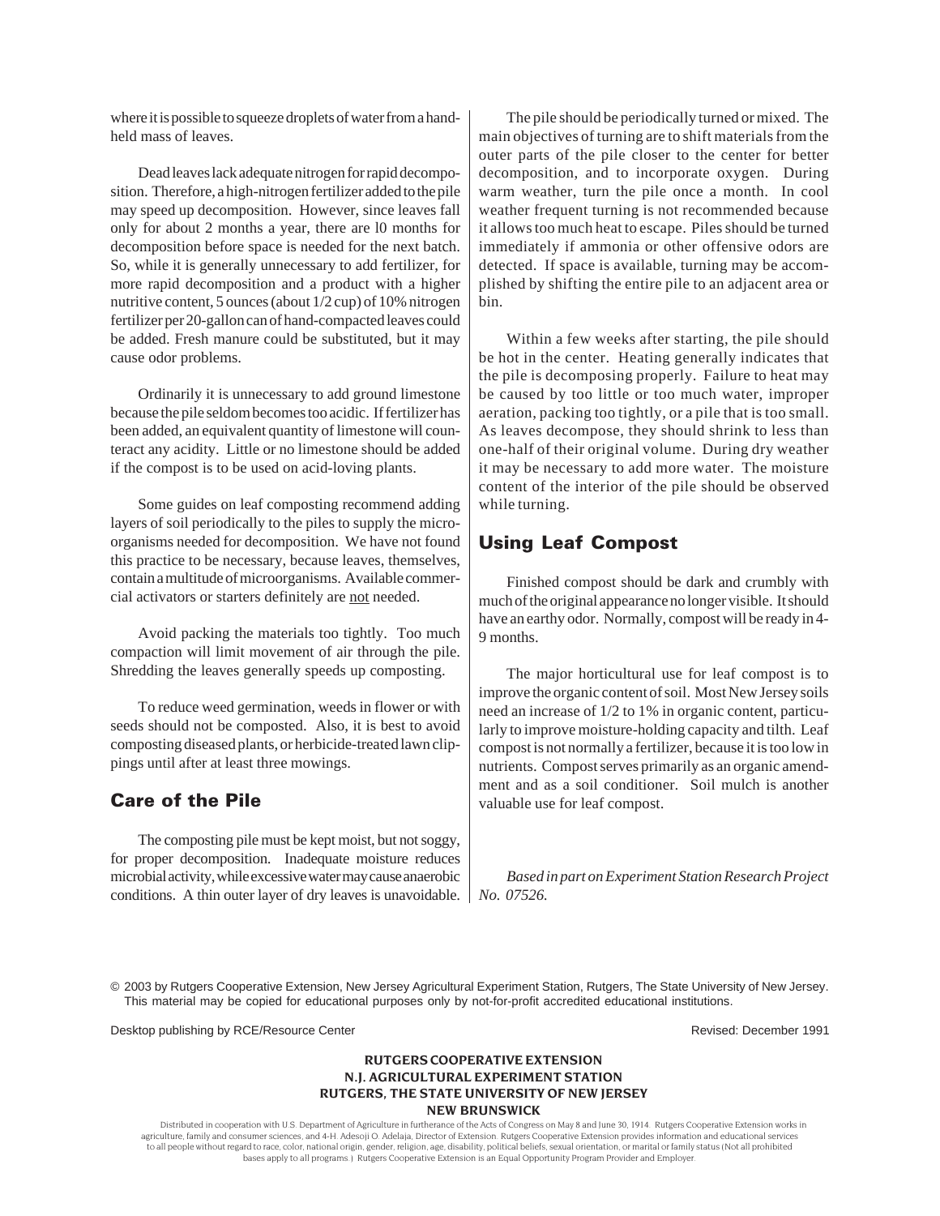where it is possible to squeeze droplets of water from a hand-held mass of leaves.

Dead leaves lack adequate nitrogen for rapid decomposition. Therefore, a high-nitrogen fertilizer added to the pile may speed up decomposition. However, since leaves fall only for about 2 months a year, there are l0 months for decomposition before space is needed for the next batch. So, while it is generally unnecessary to add fertilizer, for more rapid decomposition and a product with a higher nutritive content, 5 ounces (about 1/2 cup) of 10% nitrogen fertilizer per 20-gallon can of hand-compacted leaves could be added. Fresh manure could be substituted, but it may cause odor problems.

Ordinarily it is unnecessary to add ground limestone because the pile seldom becomes too acidic. If fertilizer has been added, an equivalent quantity of limestone will counteract any acidity. Little or no limestone should be added if the compost is to be used on acid-loving plants.

Some guides on leaf composting recommend adding layers of soil periodically to the piles to supply the microorganisms needed for decomposition. We have not found this practice to be necessary, because leaves, themselves, contain a multitude of microorganisms. Available commercial activators or starters definitely are not needed.

Avoid packing the materials too tightly. Too much compaction will limit movement of air through the pile. Shredding the leaves generally speeds up composting.

To reduce weed germination, weeds in flower or with seeds should not be composted. Also, it is best to avoid composting diseased plants, or herbicide-treated lawn clippings until after at least three mowings.

## Care of the Pile

The composting pile must be kept moist, but not soggy, for proper decomposition. Inadequate moisture reduces microbial activity, while excessive water may cause anaerobic conditions. A thin outer layer of dry leaves is unavoidable.

The pile should be periodically turned or mixed. The main objectives of turning are to shift materials from the outer parts of the pile closer to the center for better decomposition, and to incorporate oxygen. During warm weather, turn the pile once a month. In cool weather frequent turning is not recommended because it allows too much heat to escape. Piles should be turned immediately if ammonia or other offensive odors are detected. If space is available, turning may be accomplished by shifting the entire pile to an adjacent area or bin.

Within a few weeks after starting, the pile should be hot in the center. Heating generally indicates that the pile is decomposing properly. Failure to heat may be caused by too little or too much water, improper aeration, packing too tightly, or a pile that is too small. As leaves decompose, they should shrink to less than one-half of their original volume. During dry weather it may be necessary to add more water. The moisture content of the interior of the pile should be observed while turning.

## Using Leaf Compost

Finished compost should be dark and crumbly with much of the original appearance no longer visible. It should have an earthy odor. Normally, compost will be ready in 4-9 months.

The major horticultural use for leaf compost is to improve the organic content of soil. Most New Jersey soils need an increase of 1/2 to 1% in organic content, particularly to improve moisture-holding capacity and tilth. Leaf compost is not normally a fertilizer, because it is too low in nutrients. Compost serves primarily as an organic amendment and as a soil conditioner. Soil mulch is another valuable use for leaf compost.

*Based in part on Experiment Station Research Project No. 07526.*

© 2003 by Rutgers Cooperative Extension, New Jersey Agricultural Experiment Station, Rutgers, The State University of New Jersey. This material may be copied for educational purposes only by not-for-profit accredited educational institutions.

Desktop publishing by RCE/Resource Center

Revised: December 1991

**RUTGERS COOPERATIVE EXTENSION**
**N.J. AGRICULTURAL EXPERIMENT STATION**
**RUTGERS, THE STATE UNIVERSITY OF NEW JERSEY**
**NEW BRUNSWICK**

Distributed in cooperation with U.S. Department of Agriculture in furtherance of the Acts of Congress on May 8 and June 30, 1914. Rutgers Cooperative Extension works in agriculture, family and consumer sciences, and 4-H. Adesoji O. Adelaja, Director of Extension. Rutgers Cooperative Extension provides information and educational services to all people without regard to race, color, national origin, gender, religion, age, disability, political beliefs, sexual orientation, or marital or family status (Not all prohibited bases apply to all programs.) Rutgers Cooperative Extension is an Equal Opportunity Program Provider and Employer.